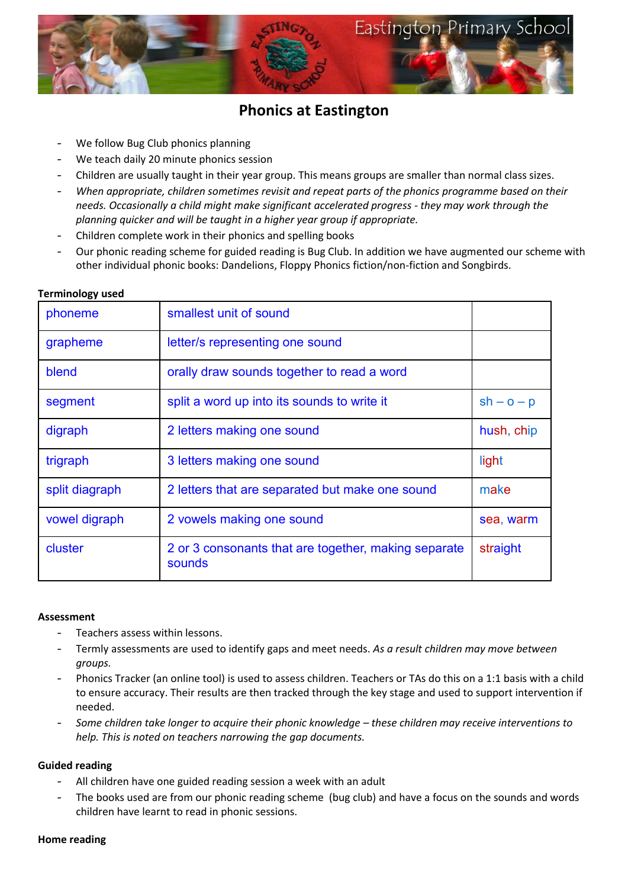# Eastington Primary School

## Phonics at Eastington

- We follow Bug Club phonics planning
- We teach daily 20 minute phonics session
- Children are usually taught in their year group. This means groups are smaller than normal class sizes.
- *When appropriate, children sometimes revisit and repeat parts of the phonics programme based on their needs. Occasionally a child might make significant accelerated progress - they may work through the planning quicker and will be taught in a higher year group if appropriate.*
- Children complete work in their phonics and spelling books
- Our phonic reading scheme for guided reading is Bug Club. In addition we have augmented our scheme with other individual phonic books: Dandelions, Floppy Phonics fiction/non-fiction and Songbirds.

**Terminology used**

| | | |
|---|---|---|
| phoneme | smallest unit of sound | |
| grapheme | letter/s representing one sound | |
| blend | orally draw sounds together to read a word | |
| segment | split a word up into its sounds to write it | sh – o – p |
| digraph | 2 letters making one sound | hush, chip |
| trigraph | 3 letters making one sound | light |
| split diagraph | 2 letters that are separated but make one sound | make |
| vowel digraph | 2 vowels making one sound | sea, warm |
| cluster | 2 or 3 consonants that are together, making separate sounds | straight |

**Assessment**

- Teachers assess within lessons.
- Termly assessments are used to identify gaps and meet needs. *As a result children may move between groups.*
- Phonics Tracker (an online tool) is used to assess children. Teachers or TAs do this on a 1:1 basis with a child to ensure accuracy. Their results are then tracked through the key stage and used to support intervention if needed.
- *Some children take longer to acquire their phonic knowledge – these children may receive interventions to help. This is noted on teachers narrowing the gap documents.*

**Guided reading**

- All children have one guided reading session a week with an adult
- The books used are from our phonic reading scheme (bug club) and have a focus on the sounds and words children have learnt to read in phonic sessions.

**Home reading**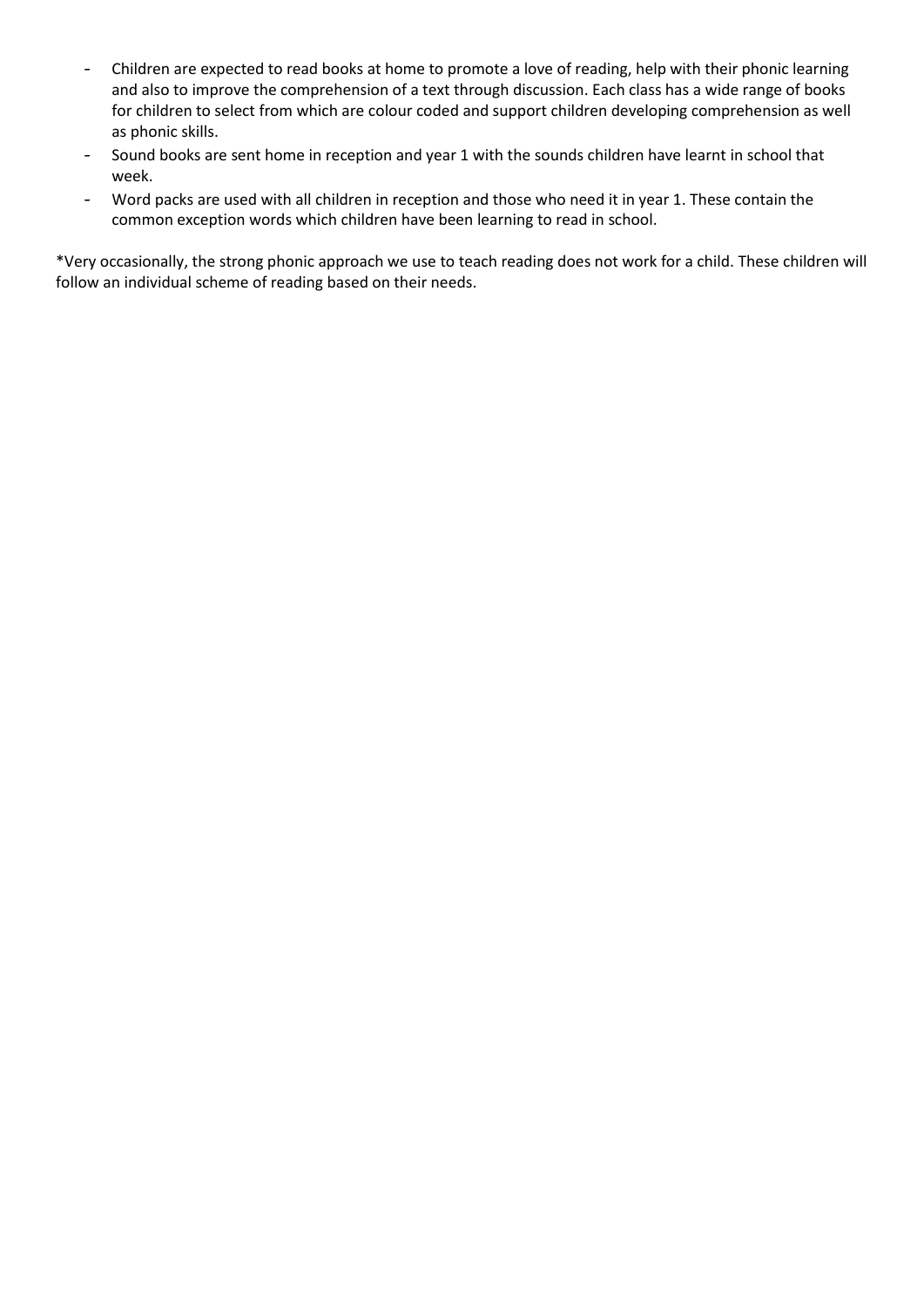- Children are expected to read books at home to promote a love of reading, help with their phonic learning and also to improve the comprehension of a text through discussion. Each class has a wide range of books for children to select from which are colour coded and support children developing comprehension as well as phonic skills.
- Sound books are sent home in reception and year 1 with the sounds children have learnt in school that week.
- Word packs are used with all children in reception and those who need it in year 1. These contain the common exception words which children have been learning to read in school.

*Very occasionally, the strong phonic approach we use to teach reading does not work for a child. These children will follow an individual scheme of reading based on their needs.